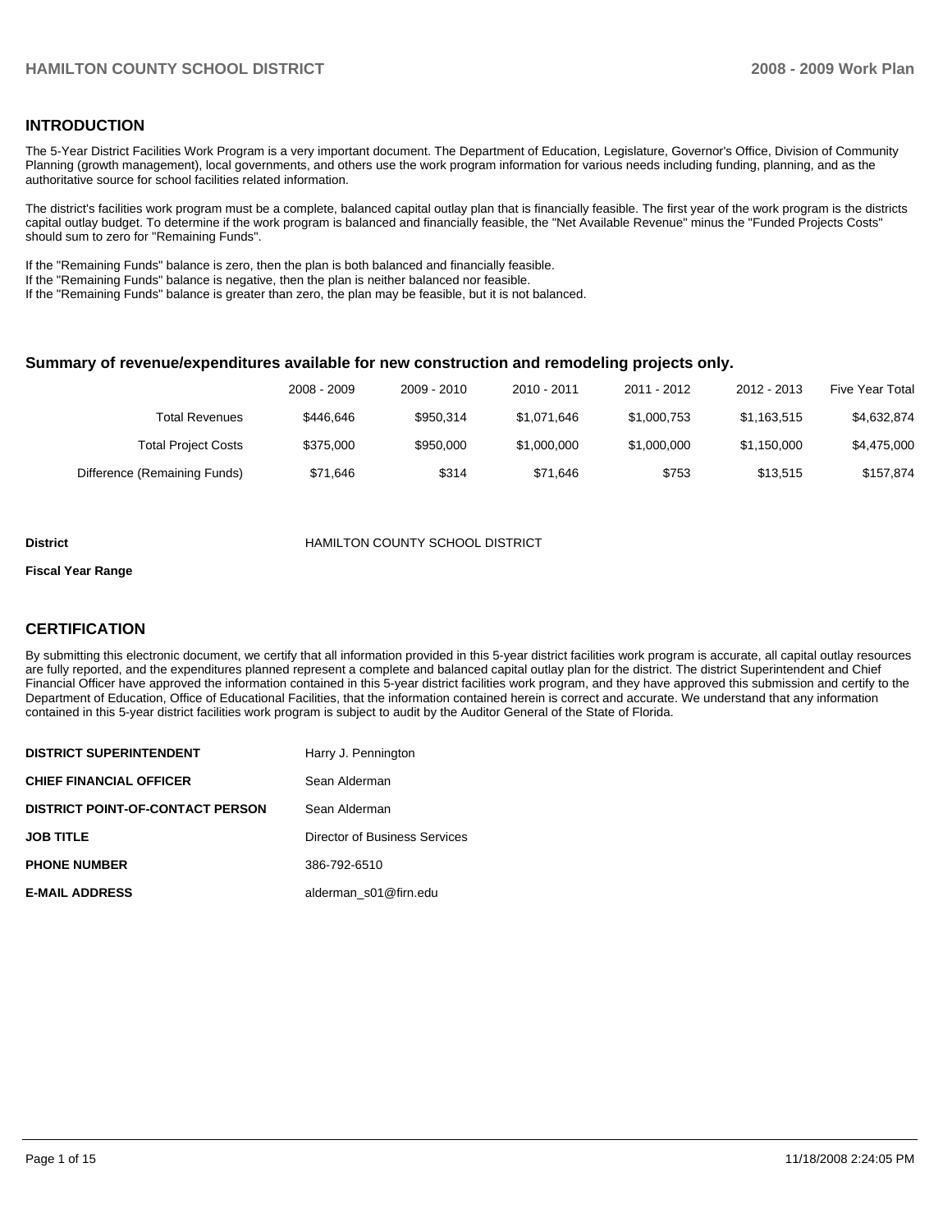## INTRODUCTION

The 5-Year District Facilities Work Program is a very important document. The Department of Education, Legislature, Governor's Office, Division of Community Planning (growth management), local governments, and others use the work program information for various needs including funding, planning, and as the authoritative source for school facilities related information.

The district's facilities work program must be a complete, balanced capital outlay plan that is financially feasible. The first year of the work program is the districts capital outlay budget. To determine if the work program is balanced and financially feasible, the "Net Available Revenue" minus the "Funded Projects Costs" should sum to zero for "Remaining Funds".

If the "Remaining Funds" balance is zero, then the plan is both balanced and financially feasible.
If the "Remaining Funds" balance is negative, then the plan is neither balanced nor feasible.
If the "Remaining Funds" balance is greater than zero, the plan may be feasible, but it is not balanced.

### Summary of revenue/expenditures available for new construction and remodeling projects only.

| | 2008 - 2009 | 2009 - 2010 | 2010 - 2011 | 2011 - 2012 | 2012 - 2013 | Five Year Total |
|---|---|---|---|---|---|---|
| Total Revenues | $446,646 | $950,314 | $1,071,646 | $1,000,753 | $1,163,515 | $4,632,874 |
| Total Project Costs | $375,000 | $950,000 | $1,000,000 | $1,000,000 | $1,150,000 | $4,475,000 |
| Difference (Remaining Funds) | $71,646 | $314 | $71,646 | $753 | $13,515 | $157,874 |

**District** HAMILTON COUNTY SCHOOL DISTRICT

**Fiscal Year Range**

## CERTIFICATION

By submitting this electronic document, we certify that all information provided in this 5-year district facilities work program is accurate, all capital outlay resources are fully reported, and the expenditures planned represent a complete and balanced capital outlay plan for the district. The district Superintendent and Chief Financial Officer have approved the information contained in this 5-year district facilities work program, and they have approved this submission and certify to the Department of Education, Office of Educational Facilities, that the information contained herein is correct and accurate. We understand that any information contained in this 5-year district facilities work program is subject to audit by the Auditor General of the State of Florida.

| | |
|---|---|
| **DISTRICT SUPERINTENDENT** | Harry J. Pennington |
| **CHIEF FINANCIAL OFFICER** | Sean Alderman |
| **DISTRICT POINT-OF-CONTACT PERSON** | Sean Alderman |
| **JOB TITLE** | Director of Business Services |
| **PHONE NUMBER** | 386-792-6510 |
| **E-MAIL ADDRESS** | alderman_s01@firn.edu |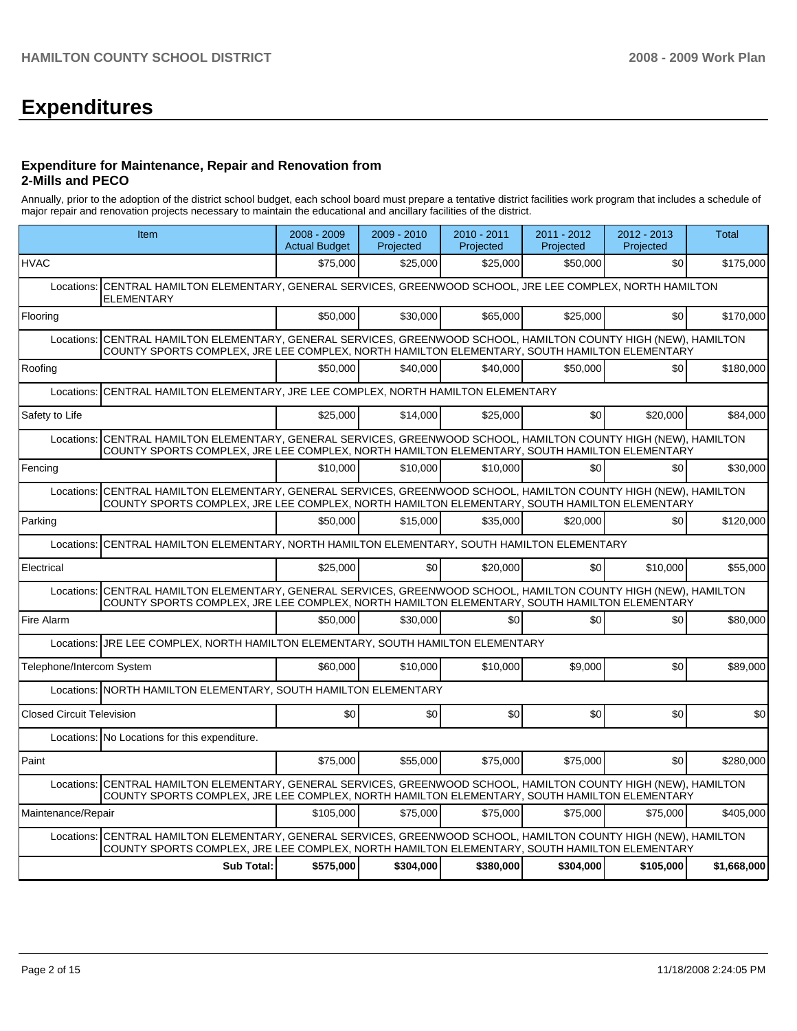# Expenditures

### Expenditure for Maintenance, Repair and Renovation from 2-Mills and PECO

Annually, prior to the adoption of the district school budget, each school board must prepare a tentative district facilities work program that includes a schedule of major repair and renovation projects necessary to maintain the educational and ancillary facilities of the district.

| Item | 2008 - 2009 Actual Budget | 2009 - 2010 Projected | 2010 - 2011 Projected | 2011 - 2012 Projected | 2012 - 2013 Projected | Total |
|---|---|---|---|---|---|---|
| HVAC | $75,000 | $25,000 | $25,000 | $50,000 | $0 | $175,000 |
| Locations: CENTRAL HAMILTON ELEMENTARY, GENERAL SERVICES, GREENWOOD SCHOOL, JRE LEE COMPLEX, NORTH HAMILTON ELEMENTARY | | | | | | |
| Flooring | $50,000 | $30,000 | $65,000 | $25,000 | $0 | $170,000 |
| Locations: CENTRAL HAMILTON ELEMENTARY, GENERAL SERVICES, GREENWOOD SCHOOL, HAMILTON COUNTY HIGH (NEW), HAMILTON COUNTY SPORTS COMPLEX, JRE LEE COMPLEX, NORTH HAMILTON ELEMENTARY, SOUTH HAMILTON ELEMENTARY | | | | | | |
| Roofing | $50,000 | $40,000 | $40,000 | $50,000 | $0 | $180,000 |
| Locations: CENTRAL HAMILTON ELEMENTARY, JRE LEE COMPLEX, NORTH HAMILTON ELEMENTARY | | | | | | |
| Safety to Life | $25,000 | $14,000 | $25,000 | $0 | $20,000 | $84,000 |
| Locations: CENTRAL HAMILTON ELEMENTARY, GENERAL SERVICES, GREENWOOD SCHOOL, HAMILTON COUNTY HIGH (NEW), HAMILTON COUNTY SPORTS COMPLEX, JRE LEE COMPLEX, NORTH HAMILTON ELEMENTARY, SOUTH HAMILTON ELEMENTARY | | | | | | |
| Fencing | $10,000 | $10,000 | $10,000 | $0 | $0 | $30,000 |
| Locations: CENTRAL HAMILTON ELEMENTARY, GENERAL SERVICES, GREENWOOD SCHOOL, HAMILTON COUNTY HIGH (NEW), HAMILTON COUNTY SPORTS COMPLEX, JRE LEE COMPLEX, NORTH HAMILTON ELEMENTARY, SOUTH HAMILTON ELEMENTARY | | | | | | |
| Parking | $50,000 | $15,000 | $35,000 | $20,000 | $0 | $120,000 |
| Locations: CENTRAL HAMILTON ELEMENTARY, NORTH HAMILTON ELEMENTARY, SOUTH HAMILTON ELEMENTARY | | | | | | |
| Electrical | $25,000 | $0 | $20,000 | $0 | $10,000 | $55,000 |
| Locations: CENTRAL HAMILTON ELEMENTARY, GENERAL SERVICES, GREENWOOD SCHOOL, HAMILTON COUNTY HIGH (NEW), HAMILTON COUNTY SPORTS COMPLEX, JRE LEE COMPLEX, NORTH HAMILTON ELEMENTARY, SOUTH HAMILTON ELEMENTARY | | | | | | |
| Fire Alarm | $50,000 | $30,000 | $0 | $0 | $0 | $80,000 |
| Locations: JRE LEE COMPLEX, NORTH HAMILTON ELEMENTARY, SOUTH HAMILTON ELEMENTARY | | | | | | |
| Telephone/Intercom System | $60,000 | $10,000 | $10,000 | $9,000 | $0 | $89,000 |
| Locations: NORTH HAMILTON ELEMENTARY, SOUTH HAMILTON ELEMENTARY | | | | | | |
| Closed Circuit Television | $0 | $0 | $0 | $0 | $0 | $0 |
| Locations: No Locations for this expenditure. | | | | | | |
| Paint | $75,000 | $55,000 | $75,000 | $75,000 | $0 | $280,000 |
| Locations: CENTRAL HAMILTON ELEMENTARY, GENERAL SERVICES, GREENWOOD SCHOOL, HAMILTON COUNTY HIGH (NEW), HAMILTON COUNTY SPORTS COMPLEX, JRE LEE COMPLEX, NORTH HAMILTON ELEMENTARY, SOUTH HAMILTON ELEMENTARY | | | | | | |
| Maintenance/Repair | $105,000 | $75,000 | $75,000 | $75,000 | $75,000 | $405,000 |
| Locations: CENTRAL HAMILTON ELEMENTARY, GENERAL SERVICES, GREENWOOD SCHOOL, HAMILTON COUNTY HIGH (NEW), HAMILTON COUNTY SPORTS COMPLEX, JRE LEE COMPLEX, NORTH HAMILTON ELEMENTARY, SOUTH HAMILTON ELEMENTARY | | | | | | |
| **Sub Total:** | **$575,000** | **$304,000** | **$380,000** | **$304,000** | **$105,000** | **$1,668,000** |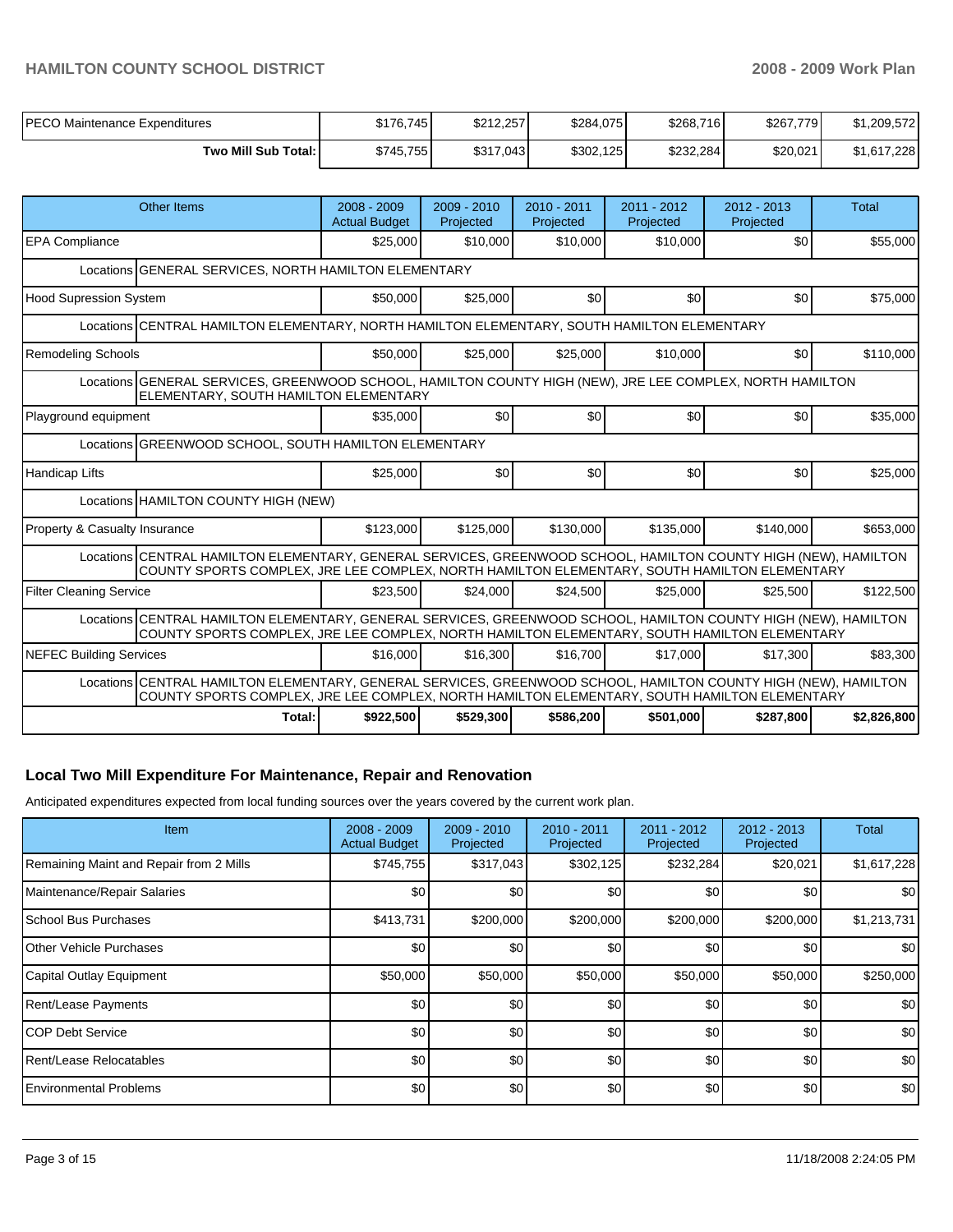| | | | | | | |
|---|---|---|---|---|---|---|
| PECO Maintenance Expenditures | $176,745 | $212,257 | $284,075 | $268,716 | $267,779 | $1,209,572 |
| **Two Mill Sub Total:** | $745,755 | $317,043 | $302,125 | $232,284 | $20,021 | $1,617,228 |

| Other Items | 2008 - 2009 Actual Budget | 2009 - 2010 Projected | 2010 - 2011 Projected | 2011 - 2012 Projected | 2012 - 2013 Projected | Total |
|---|---|---|---|---|---|---|
| EPA Compliance | $25,000 | $10,000 | $10,000 | $10,000 | $0 | $55,000 |
| Locations GENERAL SERVICES, NORTH HAMILTON ELEMENTARY | | | | | | |
| Hood Supression System | $50,000 | $25,000 | $0 | $0 | $0 | $75,000 |
| Locations CENTRAL HAMILTON ELEMENTARY, NORTH HAMILTON ELEMENTARY, SOUTH HAMILTON ELEMENTARY | | | | | | |
| Remodeling Schools | $50,000 | $25,000 | $25,000 | $10,000 | $0 | $110,000 |
| Locations GENERAL SERVICES, GREENWOOD SCHOOL, HAMILTON COUNTY HIGH (NEW), JRE LEE COMPLEX, NORTH HAMILTON ELEMENTARY, SOUTH HAMILTON ELEMENTARY | | | | | | |
| Playground equipment | $35,000 | $0 | $0 | $0 | $0 | $35,000 |
| Locations GREENWOOD SCHOOL, SOUTH HAMILTON ELEMENTARY | | | | | | |
| Handicap Lifts | $25,000 | $0 | $0 | $0 | $0 | $25,000 |
| Locations HAMILTON COUNTY HIGH (NEW) | | | | | | |
| Property & Casualty Insurance | $123,000 | $125,000 | $130,000 | $135,000 | $140,000 | $653,000 |
| Locations CENTRAL HAMILTON ELEMENTARY, GENERAL SERVICES, GREENWOOD SCHOOL, HAMILTON COUNTY HIGH (NEW), HAMILTON COUNTY SPORTS COMPLEX, JRE LEE COMPLEX, NORTH HAMILTON ELEMENTARY, SOUTH HAMILTON ELEMENTARY | | | | | | |
| Filter Cleaning Service | $23,500 | $24,000 | $24,500 | $25,000 | $25,500 | $122,500 |
| Locations CENTRAL HAMILTON ELEMENTARY, GENERAL SERVICES, GREENWOOD SCHOOL, HAMILTON COUNTY HIGH (NEW), HAMILTON COUNTY SPORTS COMPLEX, JRE LEE COMPLEX, NORTH HAMILTON ELEMENTARY, SOUTH HAMILTON ELEMENTARY | | | | | | |
| NEFEC Building Services | $16,000 | $16,300 | $16,700 | $17,000 | $17,300 | $83,300 |
| Locations CENTRAL HAMILTON ELEMENTARY, GENERAL SERVICES, GREENWOOD SCHOOL, HAMILTON COUNTY HIGH (NEW), HAMILTON COUNTY SPORTS COMPLEX, JRE LEE COMPLEX, NORTH HAMILTON ELEMENTARY, SOUTH HAMILTON ELEMENTARY | | | | | | |
| **Total:** | **$922,500** | **$529,300** | **$586,200** | **$501,000** | **$287,800** | **$2,826,800** |

## Local Two Mill Expenditure For Maintenance, Repair and Renovation

Anticipated expenditures expected from local funding sources over the years covered by the current work plan.

| Item | 2008 - 2009 Actual Budget | 2009 - 2010 Projected | 2010 - 2011 Projected | 2011 - 2012 Projected | 2012 - 2013 Projected | Total |
|---|---|---|---|---|---|---|
| Remaining Maint and Repair from 2 Mills | $745,755 | $317,043 | $302,125 | $232,284 | $20,021 | $1,617,228 |
| Maintenance/Repair Salaries | $0 | $0 | $0 | $0 | $0 | $0 |
| School Bus Purchases | $413,731 | $200,000 | $200,000 | $200,000 | $200,000 | $1,213,731 |
| Other Vehicle Purchases | $0 | $0 | $0 | $0 | $0 | $0 |
| Capital Outlay Equipment | $50,000 | $50,000 | $50,000 | $50,000 | $50,000 | $250,000 |
| Rent/Lease Payments | $0 | $0 | $0 | $0 | $0 | $0 |
| COP Debt Service | $0 | $0 | $0 | $0 | $0 | $0 |
| Rent/Lease Relocatables | $0 | $0 | $0 | $0 | $0 | $0 |
| Environmental Problems | $0 | $0 | $0 | $0 | $0 | $0 |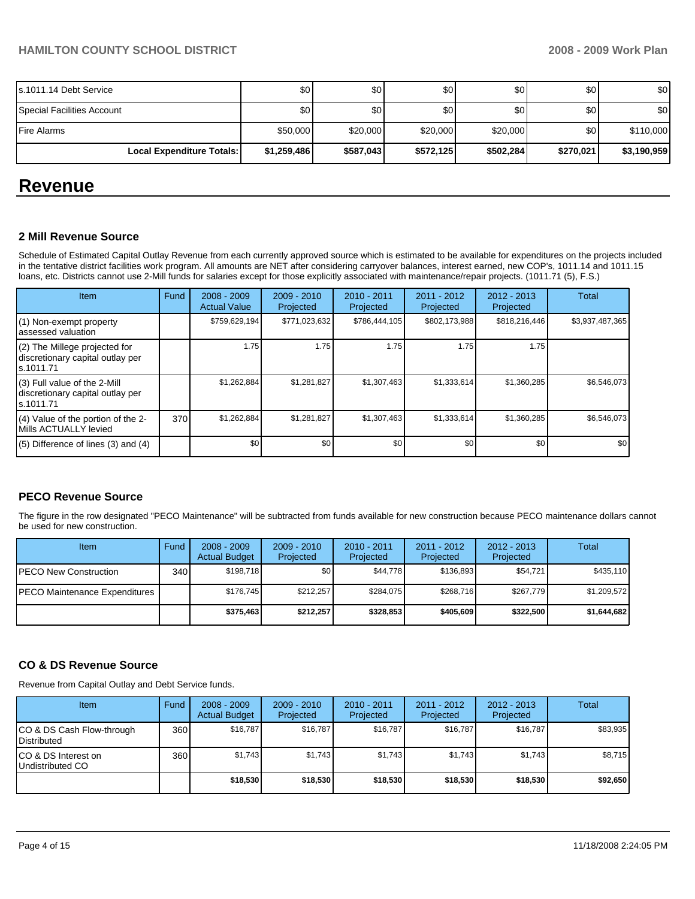| | | | | | | |
|---|---|---|---|---|---|---|
| s.1011.14 Debt Service | $0 | $0 | $0 | $0 | $0 | $0 |
| Special Facilities Account | $0 | $0 | $0 | $0 | $0 | $0 |
| Fire Alarms | $50,000 | $20,000 | $20,000 | $20,000 | $0 | $110,000 |
| **Local Expenditure Totals:** | **$1,259,486** | **$587,043** | **$572,125** | **$502,284** | **$270,021** | **$3,190,959** |

# Revenue

### 2 Mill Revenue Source

Schedule of Estimated Capital Outlay Revenue from each currently approved source which is estimated to be available for expenditures on the projects included in the tentative district facilities work program. All amounts are NET after considering carryover balances, interest earned, new COP's, 1011.14 and 1011.15 loans, etc. Districts cannot use 2-Mill funds for salaries except for those explicitly associated with maintenance/repair projects. (1011.71 (5), F.S.)

| Item | Fund | 2008 - 2009 Actual Value | 2009 - 2010 Projected | 2010 - 2011 Projected | 2011 - 2012 Projected | 2012 - 2013 Projected | Total |
|---|---|---|---|---|---|---|---|
| (1) Non-exempt property assessed valuation | | $759,629,194 | $771,023,632 | $786,444,105 | $802,173,988 | $818,216,446 | $3,937,487,365 |
| (2) The Millege projected for discretionary capital outlay per s.1011.71 | | 1.75 | 1.75 | 1.75 | 1.75 | 1.75 | |
| (3) Full value of the 2-Mill discretionary capital outlay per s.1011.71 | | $1,262,884 | $1,281,827 | $1,307,463 | $1,333,614 | $1,360,285 | $6,546,073 |
| (4) Value of the portion of the 2-Mills ACTUALLY levied | 370 | $1,262,884 | $1,281,827 | $1,307,463 | $1,333,614 | $1,360,285 | $6,546,073 |
| (5) Difference of lines (3) and (4) | | $0 | $0 | $0 | $0 | $0 | $0 |

### PECO Revenue Source

The figure in the row designated "PECO Maintenance" will be subtracted from funds available for new construction because PECO maintenance dollars cannot be used for new construction.

| Item | Fund | 2008 - 2009 Actual Budget | 2009 - 2010 Projected | 2010 - 2011 Projected | 2011 - 2012 Projected | 2012 - 2013 Projected | Total |
|---|---|---|---|---|---|---|---|
| PECO New Construction | 340 | $198,718 | $0 | $44,778 | $136,893 | $54,721 | $435,110 |
| PECO Maintenance Expenditures | | $176,745 | $212,257 | $284,075 | $268,716 | $267,779 | $1,209,572 |
| | | **$375,463** | **$212,257** | **$328,853** | **$405,609** | **$322,500** | **$1,644,682** |

### CO & DS Revenue Source

Revenue from Capital Outlay and Debt Service funds.

| Item | Fund | 2008 - 2009 Actual Budget | 2009 - 2010 Projected | 2010 - 2011 Projected | 2011 - 2012 Projected | 2012 - 2013 Projected | Total |
|---|---|---|---|---|---|---|---|
| CO & DS Cash Flow-through Distributed | 360 | $16,787 | $16,787 | $16,787 | $16,787 | $16,787 | $83,935 |
| CO & DS Interest on Undistributed CO | 360 | $1,743 | $1,743 | $1,743 | $1,743 | $1,743 | $8,715 |
| | | **$18,530** | **$18,530** | **$18,530** | **$18,530** | **$18,530** | **$92,650** |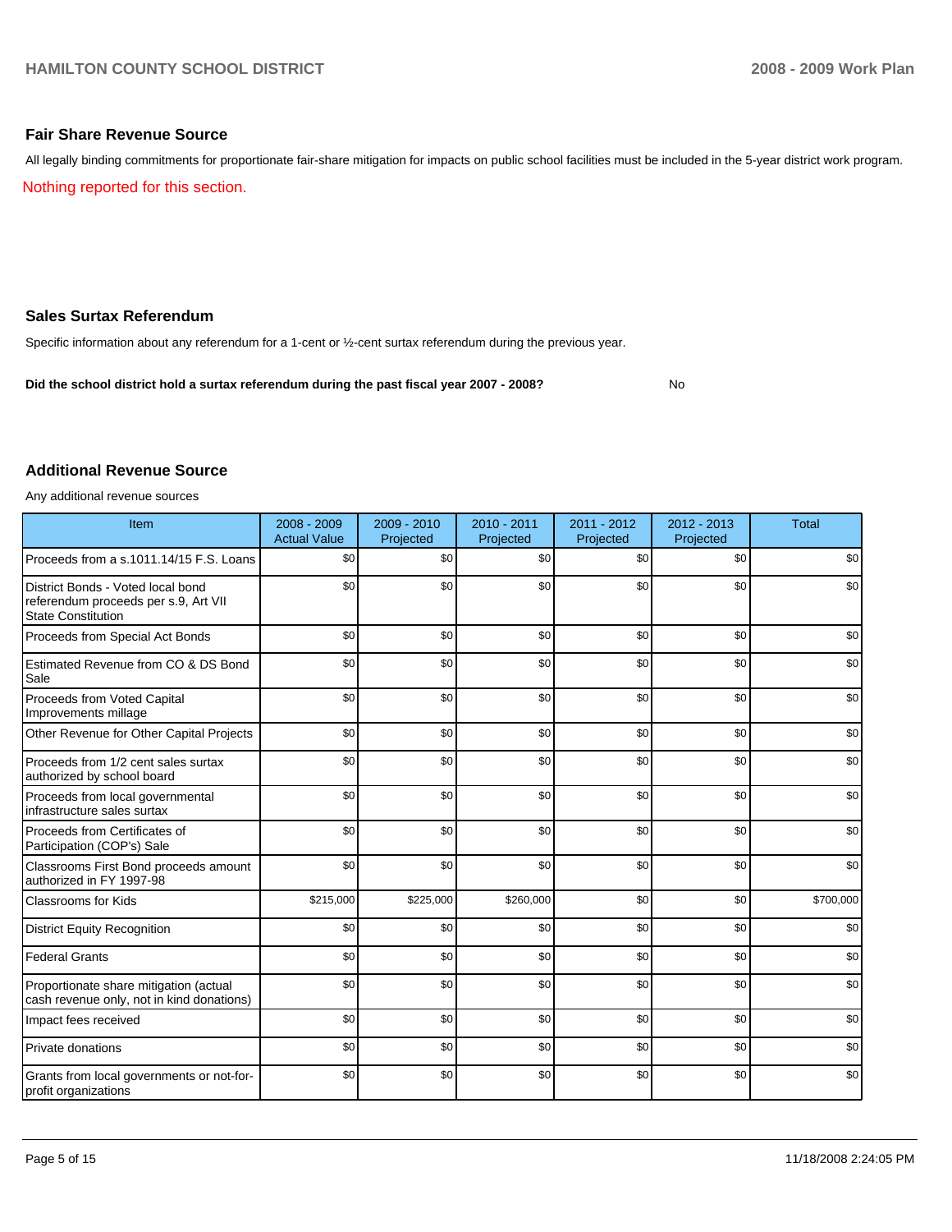### Fair Share Revenue Source

All legally binding commitments for proportionate fair-share mitigation for impacts on public school facilities must be included in the 5-year district work program.

Nothing reported for this section.

### Sales Surtax Referendum

Specific information about any referendum for a 1-cent or ½-cent surtax referendum during the previous year.

**Did the school district hold a surtax referendum during the past fiscal year 2007 - 2008?** No

### Additional Revenue Source

Any additional revenue sources

| Item | 2008 - 2009 Actual Value | 2009 - 2010 Projected | 2010 - 2011 Projected | 2011 - 2012 Projected | 2012 - 2013 Projected | Total |
|---|---|---|---|---|---|---|
| Proceeds from a s.1011.14/15 F.S. Loans | $0 | $0 | $0 | $0 | $0 | $0 |
| District Bonds - Voted local bond referendum proceeds per s.9, Art VII State Constitution | $0 | $0 | $0 | $0 | $0 | $0 |
| Proceeds from Special Act Bonds | $0 | $0 | $0 | $0 | $0 | $0 |
| Estimated Revenue from CO & DS Bond Sale | $0 | $0 | $0 | $0 | $0 | $0 |
| Proceeds from Voted Capital Improvements millage | $0 | $0 | $0 | $0 | $0 | $0 |
| Other Revenue for Other Capital Projects | $0 | $0 | $0 | $0 | $0 | $0 |
| Proceeds from 1/2 cent sales surtax authorized by school board | $0 | $0 | $0 | $0 | $0 | $0 |
| Proceeds from local governmental infrastructure sales surtax | $0 | $0 | $0 | $0 | $0 | $0 |
| Proceeds from Certificates of Participation (COP's) Sale | $0 | $0 | $0 | $0 | $0 | $0 |
| Classrooms First Bond proceeds amount authorized in FY 1997-98 | $0 | $0 | $0 | $0 | $0 | $0 |
| Classrooms for Kids | $215,000 | $225,000 | $260,000 | $0 | $0 | $700,000 |
| District Equity Recognition | $0 | $0 | $0 | $0 | $0 | $0 |
| Federal Grants | $0 | $0 | $0 | $0 | $0 | $0 |
| Proportionate share mitigation (actual cash revenue only, not in kind donations) | $0 | $0 | $0 | $0 | $0 | $0 |
| Impact fees received | $0 | $0 | $0 | $0 | $0 | $0 |
| Private donations | $0 | $0 | $0 | $0 | $0 | $0 |
| Grants from local governments or not-for-profit organizations | $0 | $0 | $0 | $0 | $0 | $0 |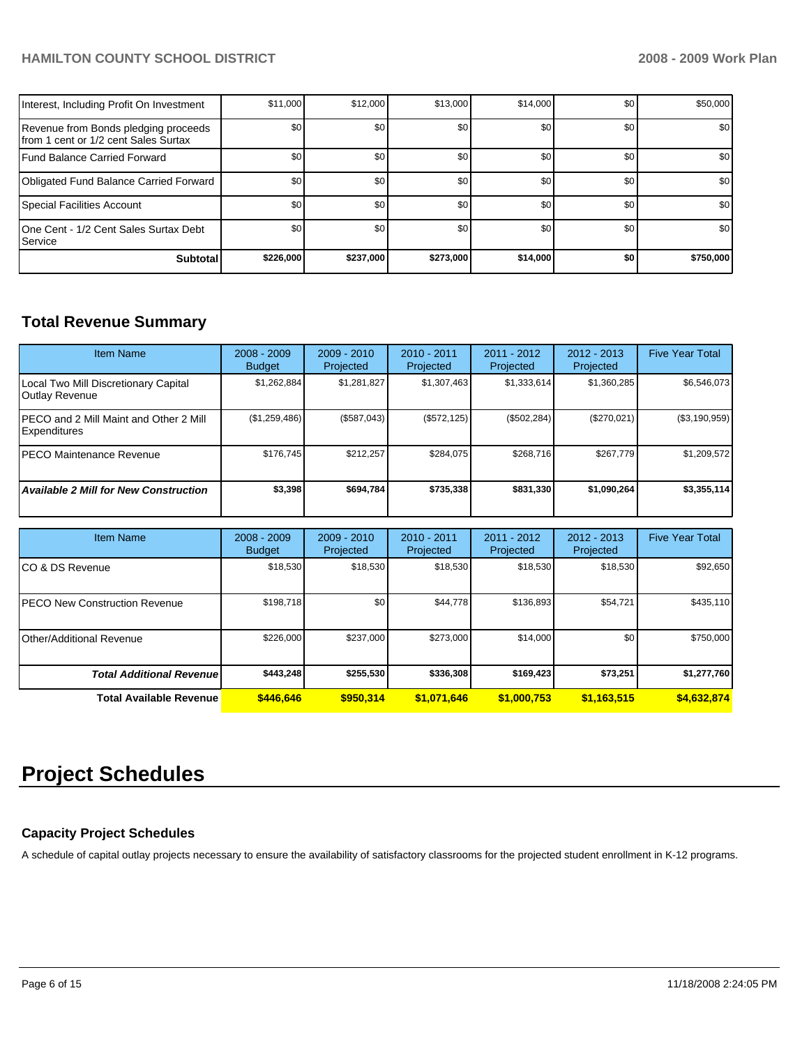| | | | | | | |
|---|---|---|---|---|---|---|
| Interest, Including Profit On Investment | $11,000 | $12,000 | $13,000 | $14,000 | $0 | $50,000 |
| Revenue from Bonds pledging proceeds from 1 cent or 1/2 cent Sales Surtax | $0 | $0 | $0 | $0 | $0 | $0 |
| Fund Balance Carried Forward | $0 | $0 | $0 | $0 | $0 | $0 |
| Obligated Fund Balance Carried Forward | $0 | $0 | $0 | $0 | $0 | $0 |
| Special Facilities Account | $0 | $0 | $0 | $0 | $0 | $0 |
| One Cent - 1/2 Cent Sales Surtax Debt Service | $0 | $0 | $0 | $0 | $0 | $0 |
| **Subtotal** | **$226,000** | **$237,000** | **$273,000** | **$14,000** | **$0** | **$750,000** |

## Total Revenue Summary

| Item Name | 2008 - 2009 Budget | 2009 - 2010 Projected | 2010 - 2011 Projected | 2011 - 2012 Projected | 2012 - 2013 Projected | Five Year Total |
|---|---|---|---|---|---|---|
| Local Two Mill Discretionary Capital Outlay Revenue | $1,262,884 | $1,281,827 | $1,307,463 | $1,333,614 | $1,360,285 | $6,546,073 |
| PECO and 2 Mill Maint and Other 2 Mill Expenditures | ($1,259,486) | ($587,043) | ($572,125) | ($502,284) | ($270,021) | ($3,190,959) |
| PECO Maintenance Revenue | $176,745 | $212,257 | $284,075 | $268,716 | $267,779 | $1,209,572 |
| ***Available 2 Mill for New Construction*** | **$3,398** | **$694,784** | **$735,338** | **$831,330** | **$1,090,264** | **$3,355,114** |

| Item Name | 2008 - 2009 Budget | 2009 - 2010 Projected | 2010 - 2011 Projected | 2011 - 2012 Projected | 2012 - 2013 Projected | Five Year Total |
|---|---|---|---|---|---|---|
| CO & DS Revenue | $18,530 | $18,530 | $18,530 | $18,530 | $18,530 | $92,650 |
| PECO New Construction Revenue | $198,718 | $0 | $44,778 | $136,893 | $54,721 | $435,110 |
| Other/Additional Revenue | $226,000 | $237,000 | $273,000 | $14,000 | $0 | $750,000 |
| ***Total Additional Revenue*** | **$443,248** | **$255,530** | **$336,308** | **$169,423** | **$73,251** | **$1,277,760** |
| **Total Available Revenue** | **$446,646** | **$950,314** | **$1,071,646** | **$1,000,753** | **$1,163,515** | **$4,632,874** |

# Project Schedules

### Capacity Project Schedules

A schedule of capital outlay projects necessary to ensure the availability of satisfactory classrooms for the projected student enrollment in K-12 programs.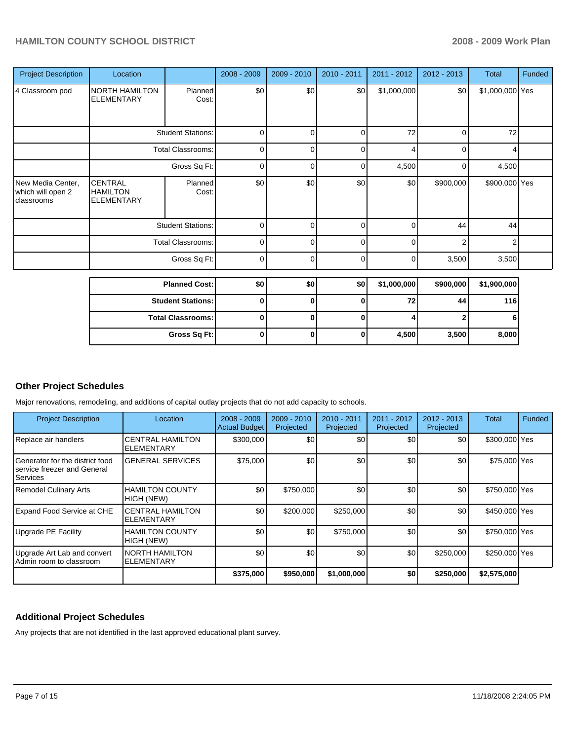| Project Description | Location | | 2008 - 2009 | 2009 - 2010 | 2010 - 2011 | 2011 - 2012 | 2012 - 2013 | Total | Funded |
|---|---|---|---|---|---|---|---|---|---|
| 4 Classroom pod | NORTH HAMILTON ELEMENTARY | Planned Cost: | $0 | $0 | $0 | $1,000,000 | $0 | $1,000,000 | Yes |
| | | Student Stations: | 0 | 0 | 0 | 72 | 0 | 72 | |
| | | Total Classrooms: | 0 | 0 | 0 | 4 | 0 | 4 | |
| | | Gross Sq Ft: | 0 | 0 | 0 | 4,500 | 0 | 4,500 | |
| New Media Center, which will open 2 classrooms | CENTRAL HAMILTON ELEMENTARY | Planned Cost: | $0 | $0 | $0 | $0 | $900,000 | $900,000 | Yes |
| | | Student Stations: | 0 | 0 | 0 | 0 | 44 | 44 | |
| | | Total Classrooms: | 0 | 0 | 0 | 0 | 2 | 2 | |
| | | Gross Sq Ft: | 0 | 0 | 0 | 0 | 3,500 | 3,500 | |

| | 2008 - 2009 | 2009 - 2010 | 2010 - 2011 | 2011 - 2012 | 2012 - 2013 | Total |
|---|---|---|---|---|---|---|
| **Planned Cost:** | **$0** | **$0** | **$0** | **$1,000,000** | **$900,000** | **$1,900,000** |
| **Student Stations:** | **0** | **0** | **0** | **72** | **44** | **116** |
| **Total Classrooms:** | **0** | **0** | **0** | **4** | **2** | **6** |
| **Gross Sq Ft:** | **0** | **0** | **0** | **4,500** | **3,500** | **8,000** |

## Other Project Schedules

Major renovations, remodeling, and additions of capital outlay projects that do not add capacity to schools.

| Project Description | Location | 2008 - 2009 Actual Budget | 2009 - 2010 Projected | 2010 - 2011 Projected | 2011 - 2012 Projected | 2012 - 2013 Projected | Total | Funded |
|---|---|---|---|---|---|---|---|---|
| Replace air handlers | CENTRAL HAMILTON ELEMENTARY | $300,000 | $0 | $0 | $0 | $0 | $300,000 | Yes |
| Generator for the district food service freezer and General Services | GENERAL SERVICES | $75,000 | $0 | $0 | $0 | $0 | $75,000 | Yes |
| Remodel Culinary Arts | HAMILTON COUNTY HIGH (NEW) | $0 | $750,000 | $0 | $0 | $0 | $750,000 | Yes |
| Expand Food Service at CHE | CENTRAL HAMILTON ELEMENTARY | $0 | $200,000 | $250,000 | $0 | $0 | $450,000 | Yes |
| Upgrade PE Facility | HAMILTON COUNTY HIGH (NEW) | $0 | $0 | $750,000 | $0 | $0 | $750,000 | Yes |
| Upgrade Art Lab and convert Admin room to classroom | NORTH HAMILTON ELEMENTARY | $0 | $0 | $0 | $0 | $250,000 | $250,000 | Yes |
| | | **$375,000** | **$950,000** | **$1,000,000** | **$0** | **$250,000** | **$2,575,000** | |

## Additional Project Schedules

Any projects that are not identified in the last approved educational plant survey.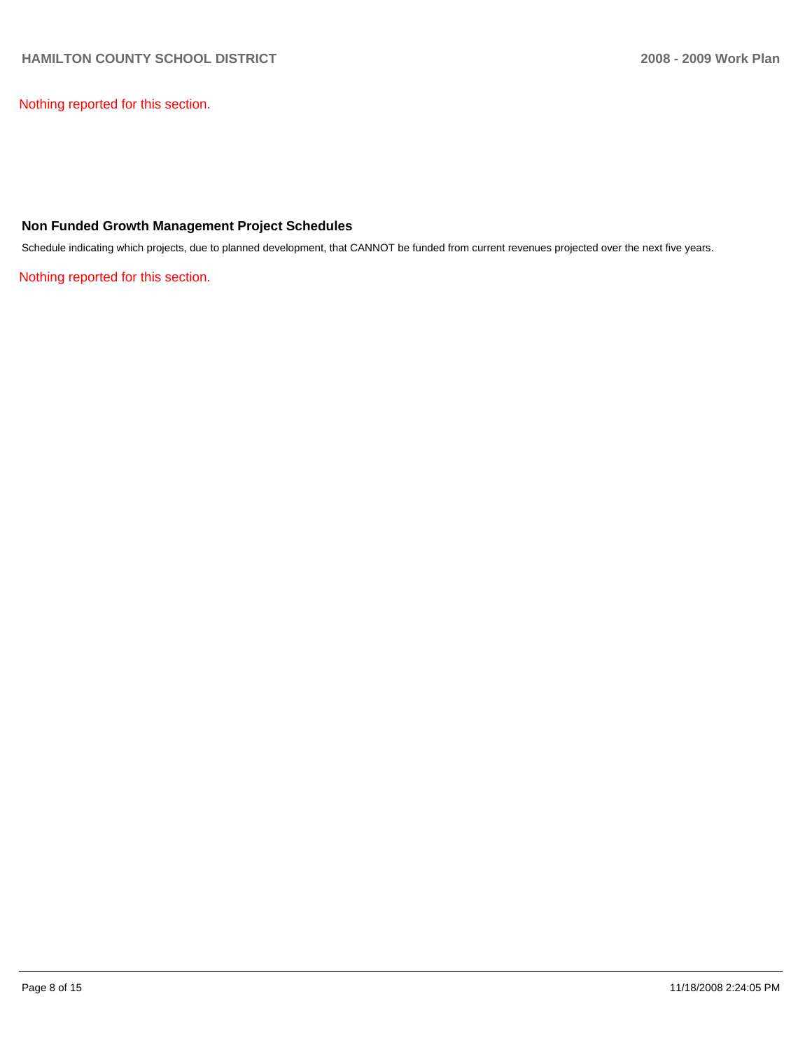Nothing reported for this section.

### Non Funded Growth Management Project Schedules

Schedule indicating which projects, due to planned development, that CANNOT be funded from current revenues projected over the next five years.

Nothing reported for this section.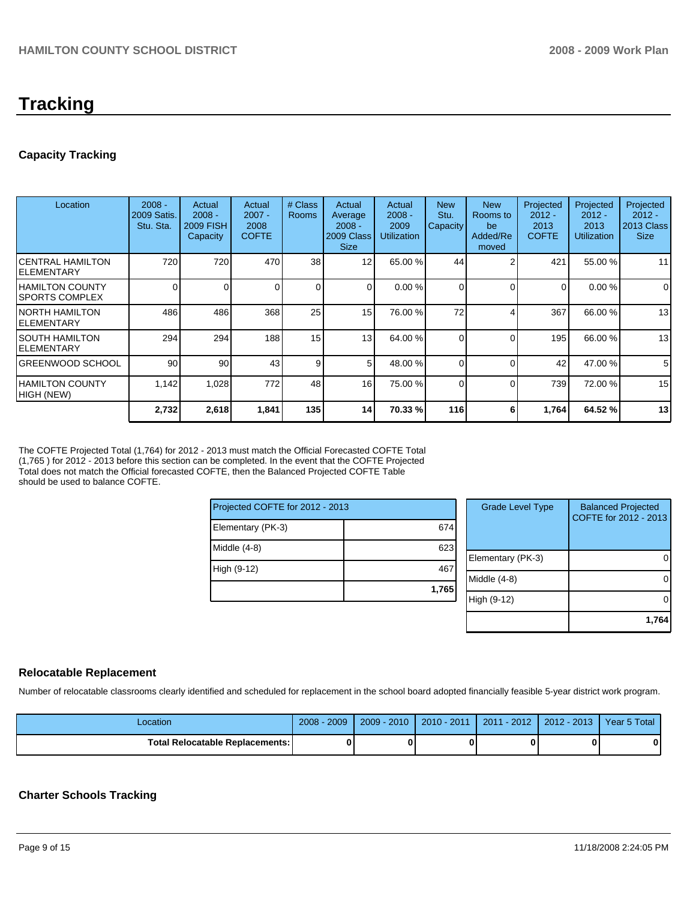# Tracking

## Capacity Tracking

| Location | 2008 - 2009 Satis. Stu. Sta. | Actual 2008 - 2009 FISH Capacity | Actual 2007 - 2008 COFTE | # Class Rooms | Actual Average 2008 - 2009 Class Size | Actual 2008 - 2009 Utilization | New Stu. Capacity | New Rooms to be Added/Removed | Projected 2012 - 2013 COFTE | Projected 2012 - 2013 Utilization | Projected 2012 - 2013 Class Size |
|---|---|---|---|---|---|---|---|---|---|---|---|
| CENTRAL HAMILTON ELEMENTARY | 720 | 720 | 470 | 38 | 12 | 65.00 % | 44 | 2 | 421 | 55.00 % | 11 |
| HAMILTON COUNTY SPORTS COMPLEX | 0 | 0 | 0 | 0 | 0 | 0.00 % | 0 | 0 | 0 | 0.00 % | 0 |
| NORTH HAMILTON ELEMENTARY | 486 | 486 | 368 | 25 | 15 | 76.00 % | 72 | 4 | 367 | 66.00 % | 13 |
| SOUTH HAMILTON ELEMENTARY | 294 | 294 | 188 | 15 | 13 | 64.00 % | 0 | 0 | 195 | 66.00 % | 13 |
| GREENWOOD SCHOOL | 90 | 90 | 43 | 9 | 5 | 48.00 % | 0 | 0 | 42 | 47.00 % | 5 |
| HAMILTON COUNTY HIGH (NEW) | 1,142 | 1,028 | 772 | 48 | 16 | 75.00 % | 0 | 0 | 739 | 72.00 % | 15 |
| | **2,732** | **2,618** | **1,841** | **135** | **14** | **70.33 %** | **116** | **6** | **1,764** | **64.52 %** | **13** |

The COFTE Projected Total (1,764) for 2012 - 2013 must match the Official Forecasted COFTE Total (1,765 ) for 2012 - 2013 before this section can be completed. In the event that the COFTE Projected Total does not match the Official forecasted COFTE, then the Balanced Projected COFTE Table should be used to balance COFTE.

| Projected COFTE for 2012 - 2013 | |
|---|---|
| Elementary (PK-3) | 674 |
| Middle (4-8) | 623 |
| High (9-12) | 467 |
| | **1,765** |

| Grade Level Type | Balanced Projected COFTE for 2012 - 2013 |
|---|---|
| Elementary (PK-3) | 0 |
| Middle (4-8) | 0 |
| High (9-12) | 0 |
| | **1,764** |

## Relocatable Replacement

Number of relocatable classrooms clearly identified and scheduled for replacement in the school board adopted financially feasible 5-year district work program.

| Location | 2008 - 2009 | 2009 - 2010 | 2010 - 2011 | 2011 - 2012 | 2012 - 2013 | Year 5 Total |
|---|---|---|---|---|---|---|
| **Total Relocatable Replacements:** | **0** | **0** | **0** | **0** | **0** | **0** |

## Charter Schools Tracking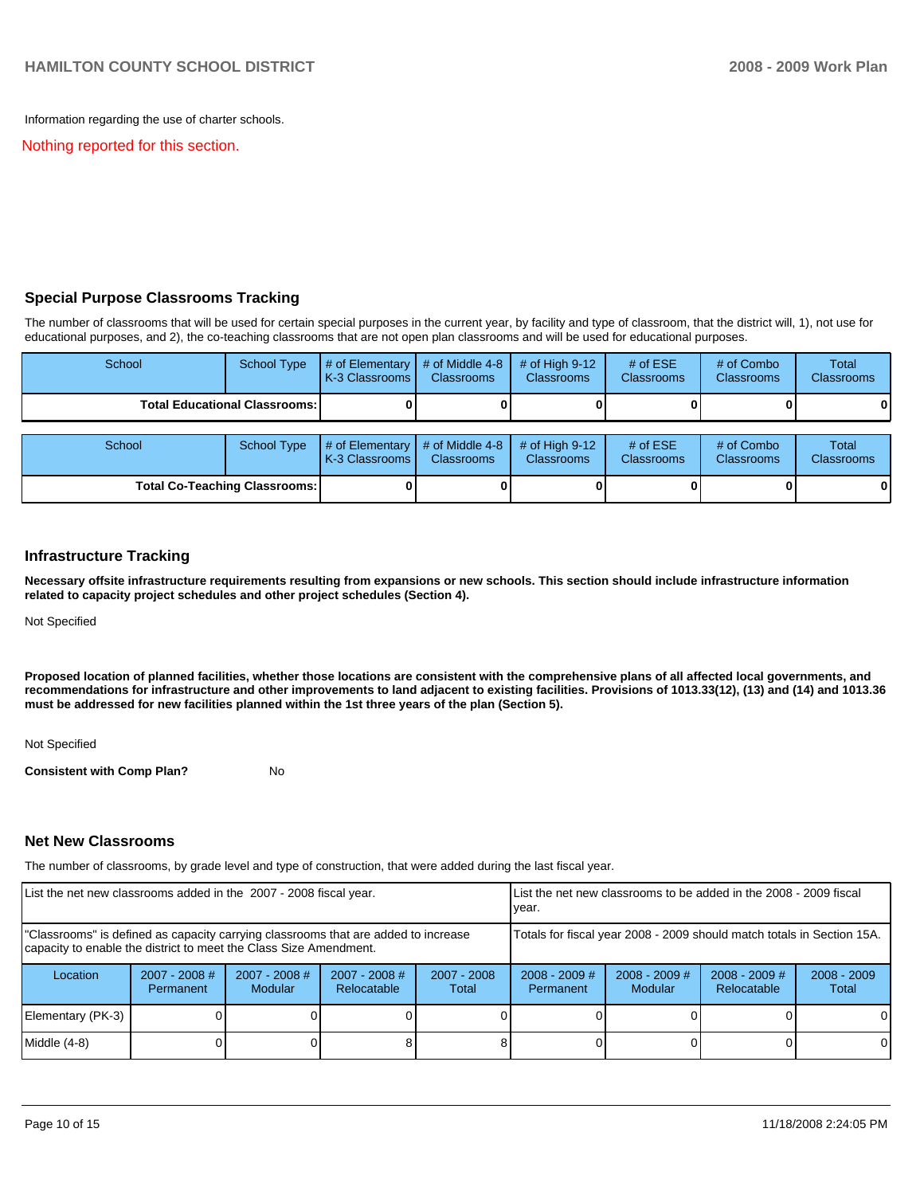Information regarding the use of charter schools.

Nothing reported for this section.

## Special Purpose Classrooms Tracking

The number of classrooms that will be used for certain special purposes in the current year, by facility and type of classroom, that the district will, 1), not use for educational purposes, and 2), the co-teaching classrooms that are not open plan classrooms and will be used for educational purposes.

| School | School Type | # of Elementary K-3 Classrooms | # of Middle 4-8 Classrooms | # of High 9-12 Classrooms | # of ESE Classrooms | # of Combo Classrooms | Total Classrooms |
|---|---|---|---|---|---|---|---|
| **Total Educational Classrooms:** | | **0** | **0** | **0** | **0** | **0** | **0** |

| School | School Type | # of Elementary K-3 Classrooms | # of Middle 4-8 Classrooms | # of High 9-12 Classrooms | # of ESE Classrooms | # of Combo Classrooms | Total Classrooms |
|---|---|---|---|---|---|---|---|
| **Total Co-Teaching Classrooms:** | | **0** | **0** | **0** | **0** | **0** | **0** |

## Infrastructure Tracking

**Necessary offsite infrastructure requirements resulting from expansions or new schools. This section should include infrastructure information related to capacity project schedules and other project schedules (Section 4).**

Not Specified

**Proposed location of planned facilities, whether those locations are consistent with the comprehensive plans of all affected local governments, and recommendations for infrastructure and other improvements to land adjacent to existing facilities. Provisions of 1013.33(12), (13) and (14) and 1013.36 must be addressed for new facilities planned within the 1st three years of the plan (Section 5).**

Not Specified

**Consistent with Comp Plan?** No

## Net New Classrooms

The number of classrooms, by grade level and type of construction, that were added during the last fiscal year.

| List the net new classrooms added in the 2007 - 2008 fiscal year. | | | | | List the net new classrooms to be added in the 2008 - 2009 fiscal year. | | | |
|---|---|---|---|---|---|---|---|---|
| "Classrooms" is defined as capacity carrying classrooms that are added to increase capacity to enable the district to meet the Class Size Amendment. | | | | | Totals for fiscal year 2008 - 2009 should match totals in Section 15A. | | | |
| Location | 2007 - 2008 # Permanent | 2007 - 2008 # Modular | 2007 - 2008 # Relocatable | 2007 - 2008 Total | 2008 - 2009 # Permanent | 2008 - 2009 # Modular | 2008 - 2009 # Relocatable | 2008 - 2009 Total |
| Elementary (PK-3) | 0 | 0 | 0 | 0 | 0 | 0 | 0 | 0 |
| Middle (4-8) | 0 | 0 | 8 | 8 | 0 | 0 | 0 | 0 |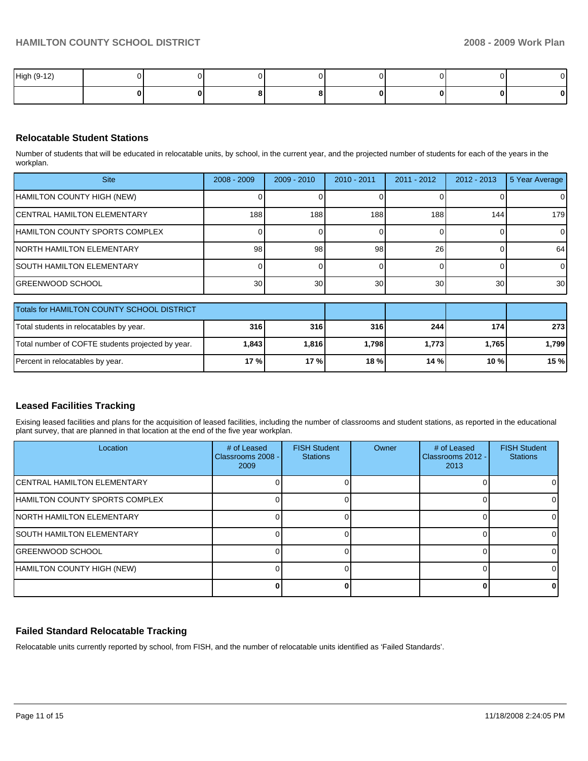| High (9-12) | 0 | 0 | 0 | 0 | 0 | 0 | 0 | 0 |
|---|---|---|---|---|---|---|---|---|
| | **0** | **0** | **8** | **8** | **0** | **0** | **0** | **0** |

## Relocatable Student Stations

Number of students that will be educated in relocatable units, by school, in the current year, and the projected number of students for each of the years in the workplan.

| Site | 2008 - 2009 | 2009 - 2010 | 2010 - 2011 | 2011 - 2012 | 2012 - 2013 | 5 Year Average |
|---|---|---|---|---|---|---|
| HAMILTON COUNTY HIGH (NEW) | 0 | 0 | 0 | 0 | 0 | 0 |
| CENTRAL HAMILTON ELEMENTARY | 188 | 188 | 188 | 188 | 144 | 179 |
| HAMILTON COUNTY SPORTS COMPLEX | 0 | 0 | 0 | 0 | 0 | 0 |
| NORTH HAMILTON ELEMENTARY | 98 | 98 | 98 | 26 | 0 | 64 |
| SOUTH HAMILTON ELEMENTARY | 0 | 0 | 0 | 0 | 0 | 0 |
| GREENWOOD SCHOOL | 30 | 30 | 30 | 30 | 30 | 30 |

| Totals for HAMILTON COUNTY SCHOOL DISTRICT | | | | | | |
|---|---|---|---|---|---|---|
| Total students in relocatables by year. | **316** | **316** | **316** | **244** | **174** | **273** |
| Total number of COFTE students projected by year. | **1,843** | **1,816** | **1,798** | **1,773** | **1,765** | **1,799** |
| Percent in relocatables by year. | **17 %** | **17 %** | **18 %** | **14 %** | **10 %** | **15 %** |

## Leased Facilities Tracking

Exising leased facilities and plans for the acquisition of leased facilities, including the number of classrooms and student stations, as reported in the educational plant survey, that are planned in that location at the end of the five year workplan.

| Location | # of Leased Classrooms 2008 - 2009 | FISH Student Stations | Owner | # of Leased Classrooms 2012 - 2013 | FISH Student Stations |
|---|---|---|---|---|---|
| CENTRAL HAMILTON ELEMENTARY | 0 | 0 | | 0 | 0 |
| HAMILTON COUNTY SPORTS COMPLEX | 0 | 0 | | 0 | 0 |
| NORTH HAMILTON ELEMENTARY | 0 | 0 | | 0 | 0 |
| SOUTH HAMILTON ELEMENTARY | 0 | 0 | | 0 | 0 |
| GREENWOOD SCHOOL | 0 | 0 | | 0 | 0 |
| HAMILTON COUNTY HIGH (NEW) | 0 | 0 | | 0 | 0 |
| | **0** | **0** | | **0** | **0** |

## Failed Standard Relocatable Tracking

Relocatable units currently reported by school, from FISH, and the number of relocatable units identified as 'Failed Standards'.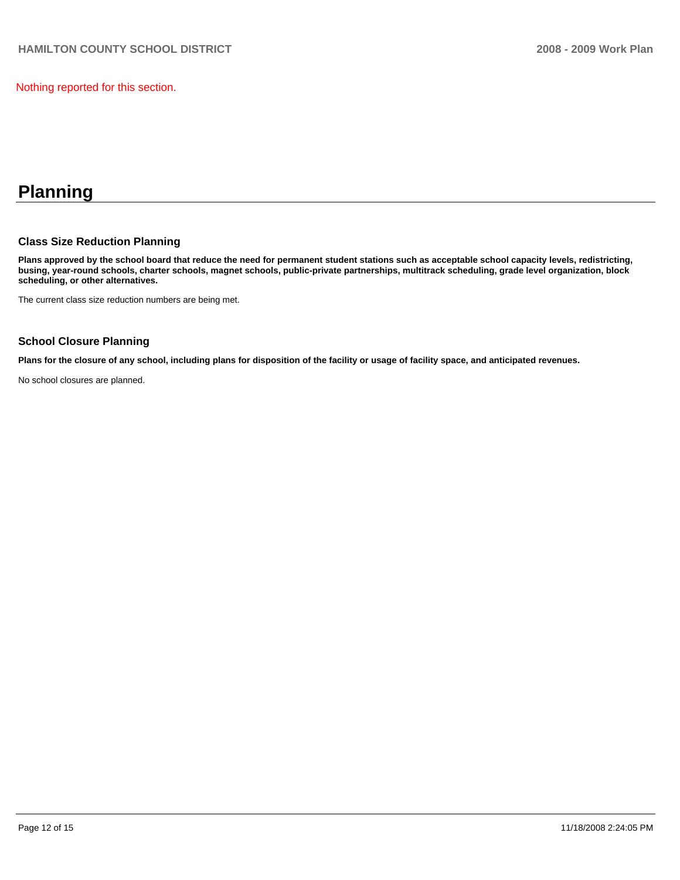Nothing reported for this section.

# Planning

### Class Size Reduction Planning

**Plans approved by the school board that reduce the need for permanent student stations such as acceptable school capacity levels, redistricting, busing, year-round schools, charter schools, magnet schools, public-private partnerships, multitrack scheduling, grade level organization, block scheduling, or other alternatives.**

The current class size reduction numbers are being met.

### School Closure Planning

**Plans for the closure of any school, including plans for disposition of the facility or usage of facility space, and anticipated revenues.**

No school closures are planned.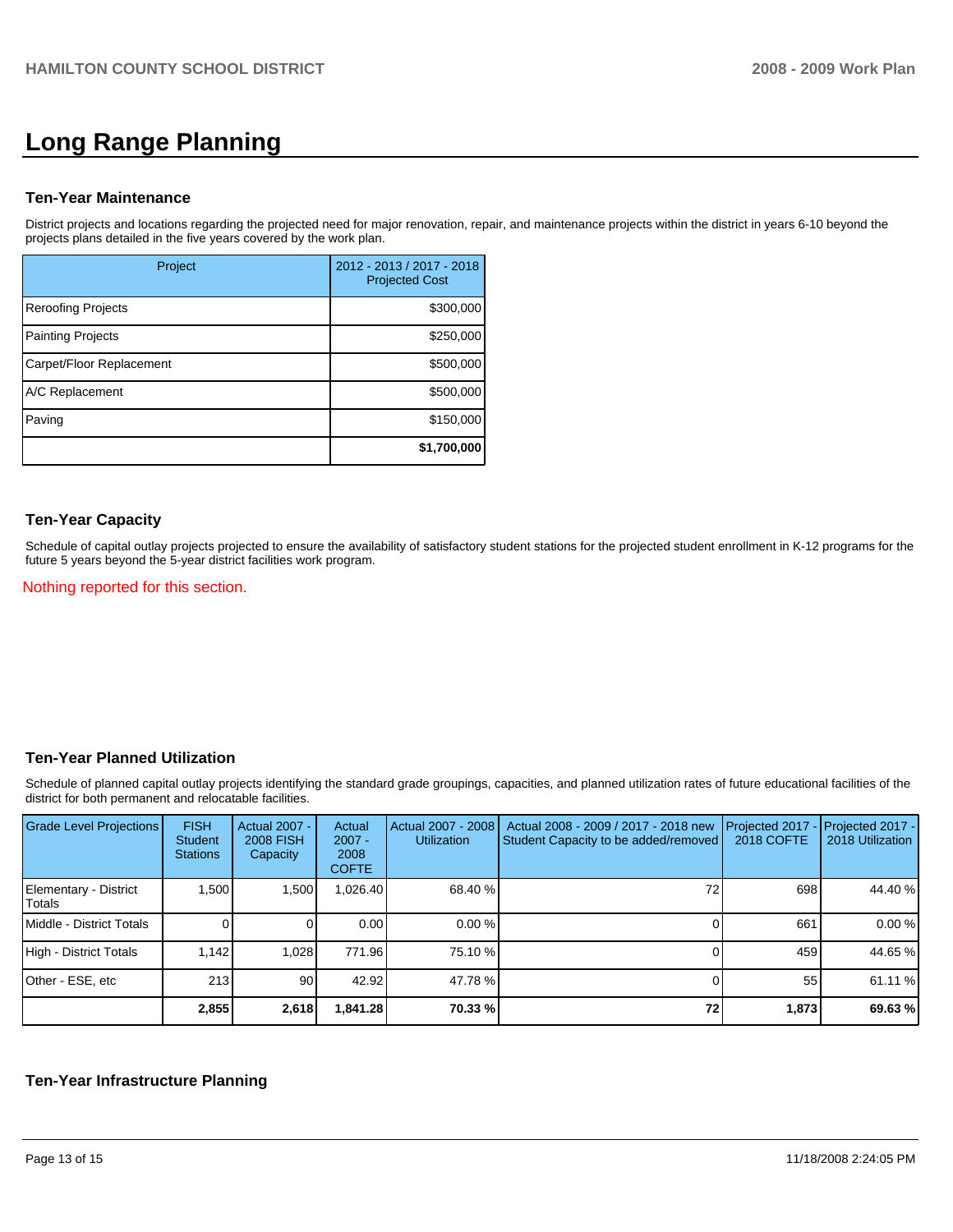# Long Range Planning

### Ten-Year Maintenance

District projects and locations regarding the projected need for major renovation, repair, and maintenance projects within the district in years 6-10 beyond the projects plans detailed in the five years covered by the work plan.

| Project | 2012 - 2013 / 2017 - 2018 Projected Cost |
|---|---|
| Reroofing Projects | $300,000 |
| Painting Projects | $250,000 |
| Carpet/Floor Replacement | $500,000 |
| A/C Replacement | $500,000 |
| Paving | $150,000 |
| | **$1,700,000** |

### Ten-Year Capacity

Schedule of capital outlay projects projected to ensure the availability of satisfactory student stations for the projected student enrollment in K-12 programs for the future 5 years beyond the 5-year district facilities work program.

Nothing reported for this section.

### Ten-Year Planned Utilization

Schedule of planned capital outlay projects identifying the standard grade groupings, capacities, and planned utilization rates of future educational facilities of the district for both permanent and relocatable facilities.

| Grade Level Projections | FISH Student Stations | Actual 2007 - 2008 FISH Capacity | Actual 2007 - 2008 COFTE | Actual 2007 - 2008 Utilization | Actual 2008 - 2009 / 2017 - 2018 new Student Capacity to be added/removed | Projected 2017 - 2018 COFTE | Projected 2017 - 2018 Utilization |
|---|---|---|---|---|---|---|---|
| Elementary - District Totals | 1,500 | 1,500 | 1,026.40 | 68.40 % | 72 | 698 | 44.40 % |
| Middle - District Totals | 0 | 0 | 0.00 | 0.00 % | 0 | 661 | 0.00 % |
| High - District Totals | 1,142 | 1,028 | 771.96 | 75.10 % | 0 | 459 | 44.65 % |
| Other - ESE, etc | 213 | 90 | 42.92 | 47.78 % | 0 | 55 | 61.11 % |
| | **2,855** | **2,618** | **1,841.28** | **70.33 %** | **72** | **1,873** | **69.63 %** |

### Ten-Year Infrastructure Planning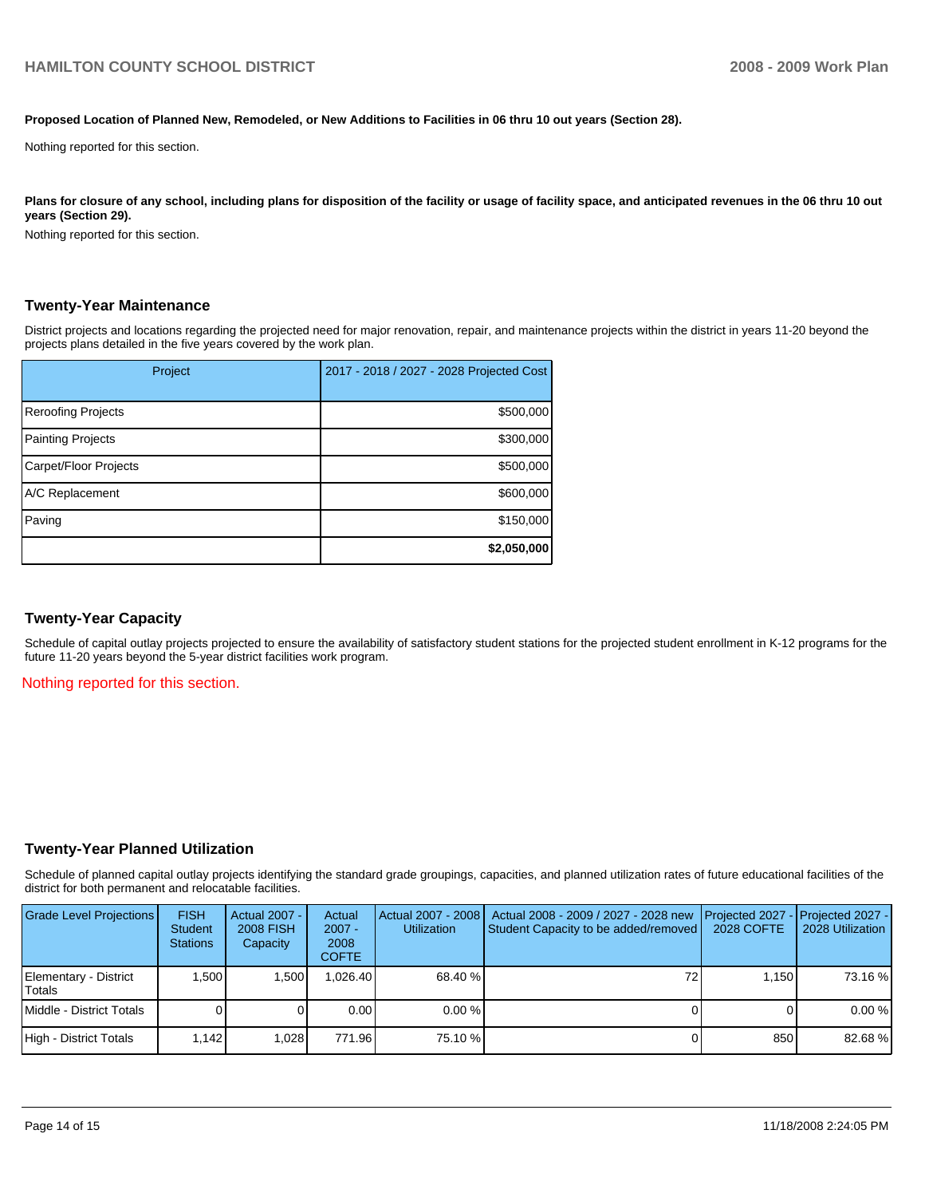**Proposed Location of Planned New, Remodeled, or New Additions to Facilities in 06 thru 10 out years (Section 28).**

Nothing reported for this section.

**Plans for closure of any school, including plans for disposition of the facility or usage of facility space, and anticipated revenues in the 06 thru 10 out years (Section 29).**

Nothing reported for this section.

## Twenty-Year Maintenance

District projects and locations regarding the projected need for major renovation, repair, and maintenance projects within the district in years 11-20 beyond the projects plans detailed in the five years covered by the work plan.

| Project | 2017 - 2018 / 2027 - 2028 Projected Cost |
|---|---|
| Reroofing Projects | $500,000 |
| Painting Projects | $300,000 |
| Carpet/Floor Projects | $500,000 |
| A/C Replacement | $600,000 |
| Paving | $150,000 |
| | **$2,050,000** |

## Twenty-Year Capacity

Schedule of capital outlay projects projected to ensure the availability of satisfactory student stations for the projected student enrollment in K-12 programs for the future 11-20 years beyond the 5-year district facilities work program.

Nothing reported for this section.

## Twenty-Year Planned Utilization

Schedule of planned capital outlay projects identifying the standard grade groupings, capacities, and planned utilization rates of future educational facilities of the district for both permanent and relocatable facilities.

| Grade Level Projections | FISH Student Stations | Actual 2007 - 2008 FISH Capacity | Actual 2007 - 2008 COFTE | Actual 2007 - 2008 Utilization | Actual 2008 - 2009 / 2027 - 2028 new Student Capacity to be added/removed | Projected 2027 - 2028 COFTE | Projected 2027 - 2028 Utilization |
|---|---|---|---|---|---|---|---|
| Elementary - District Totals | 1,500 | 1,500 | 1,026.40 | 68.40 % | 72 | 1,150 | 73.16 % |
| Middle - District Totals | 0 | 0 | 0.00 | 0.00 % | 0 | 0 | 0.00 % |
| High - District Totals | 1,142 | 1,028 | 771.96 | 75.10 % | 0 | 850 | 82.68 % |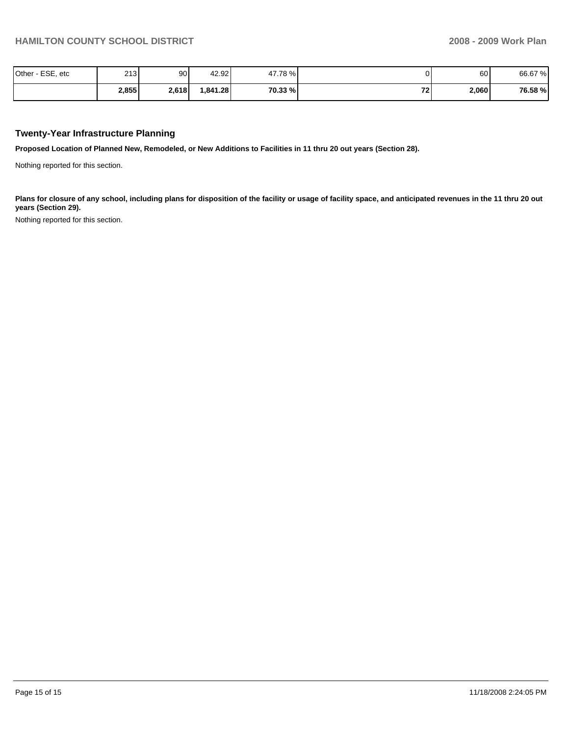| | | | | | | | |
|---|---|---|---|---|---|---|---|
| Other - ESE, etc | 213 | 90 | 42.92 | 47.78 % | 0 | 60 | 66.67 % |
| | **2,855** | **2,618** | **1,841.28** | **70.33 %** | **72** | **2,060** | **76.58 %** |

## Twenty-Year Infrastructure Planning

**Proposed Location of Planned New, Remodeled, or New Additions to Facilities in 11 thru 20 out years (Section 28).**

Nothing reported for this section.

**Plans for closure of any school, including plans for disposition of the facility or usage of facility space, and anticipated revenues in the 11 thru 20 out years (Section 29).**

Nothing reported for this section.